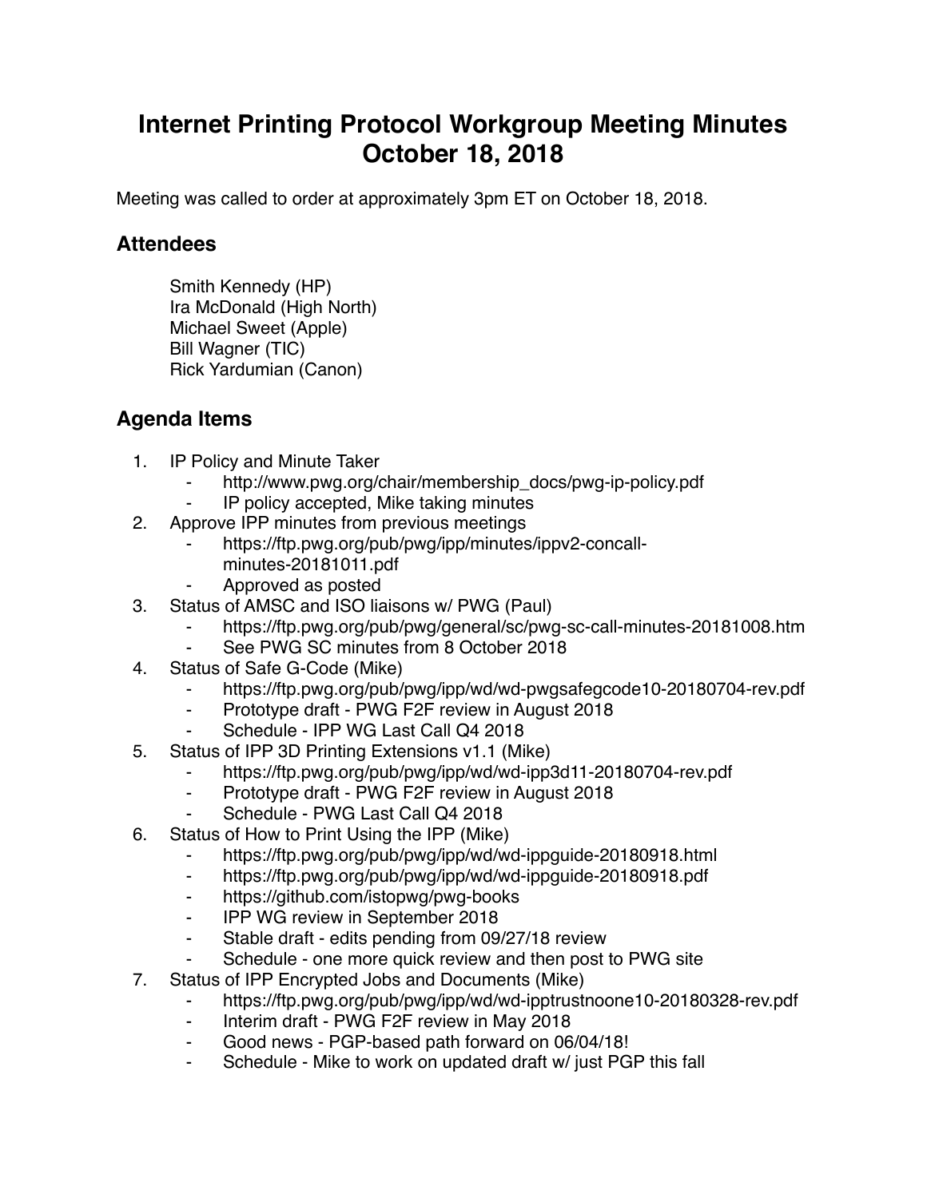# Internet Printing Protocol Workgroup Meeting Minutes October 18, 2018

Meeting was called to order at approximately 3pm ET on October 18, 2018.

## Attendees

Smith Kennedy (HP)
Ira McDonald (High North)
Michael Sweet (Apple)
Bill Wagner (TIC)
Rick Yardumian (Canon)

## Agenda Items

1. IP Policy and Minute Taker
    - http://www.pwg.org/chair/membership_docs/pwg-ip-policy.pdf
    - IP policy accepted, Mike taking minutes
2. Approve IPP minutes from previous meetings
    - https://ftp.pwg.org/pub/pwg/ipp/minutes/ippv2-concall-minutes-20181011.pdf
    - Approved as posted
3. Status of AMSC and ISO liaisons w/ PWG (Paul)
    - https://ftp.pwg.org/pub/pwg/general/sc/pwg-sc-call-minutes-20181008.htm
    - See PWG SC minutes from 8 October 2018
4. Status of Safe G-Code (Mike)
    - https://ftp.pwg.org/pub/pwg/ipp/wd/wd-pwgsafegcode10-20180704-rev.pdf
    - Prototype draft - PWG F2F review in August 2018
    - Schedule - IPP WG Last Call Q4 2018
5. Status of IPP 3D Printing Extensions v1.1 (Mike)
    - https://ftp.pwg.org/pub/pwg/ipp/wd/wd-ipp3d11-20180704-rev.pdf
    - Prototype draft - PWG F2F review in August 2018
    - Schedule - PWG Last Call Q4 2018
6. Status of How to Print Using the IPP (Mike)
    - https://ftp.pwg.org/pub/pwg/ipp/wd/wd-ippguide-20180918.html
    - https://ftp.pwg.org/pub/pwg/ipp/wd/wd-ippguide-20180918.pdf
    - https://github.com/istopwg/pwg-books
    - IPP WG review in September 2018
    - Stable draft - edits pending from 09/27/18 review
    - Schedule - one more quick review and then post to PWG site
7. Status of IPP Encrypted Jobs and Documents (Mike)
    - https://ftp.pwg.org/pub/pwg/ipp/wd/wd-ipptrustnoone10-20180328-rev.pdf
    - Interim draft - PWG F2F review in May 2018
    - Good news - PGP-based path forward on 06/04/18!
    - Schedule - Mike to work on updated draft w/ just PGP this fall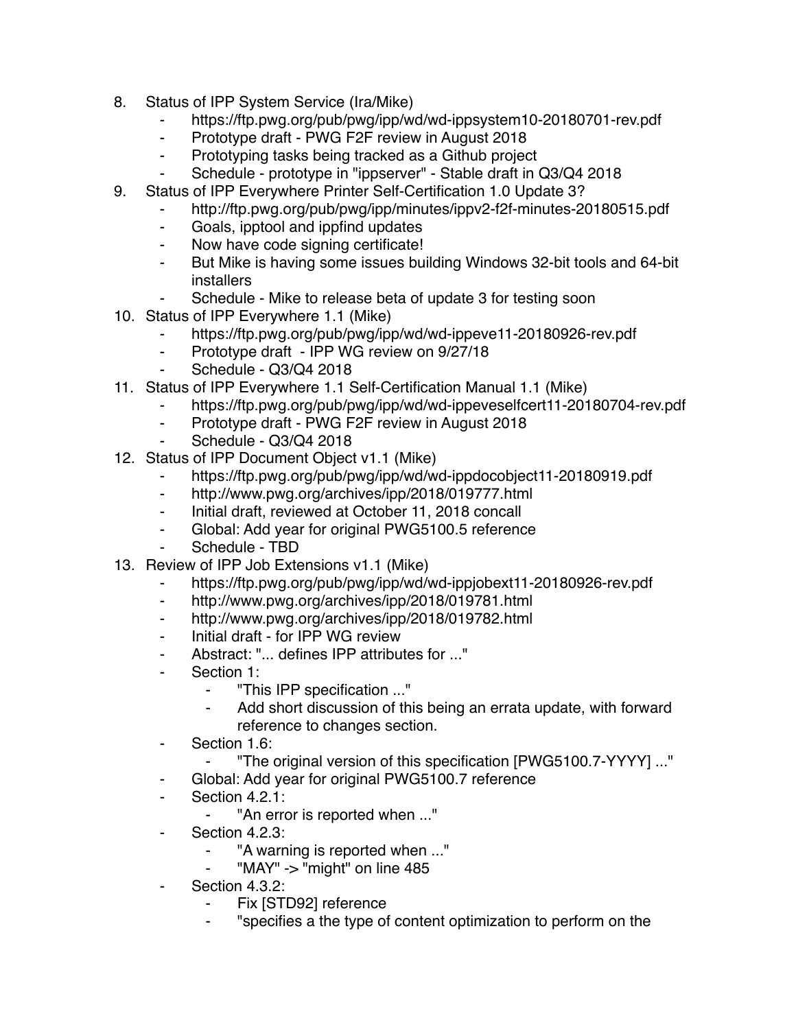8. Status of IPP System Service (Ira/Mike)
    - https://ftp.pwg.org/pub/pwg/ipp/wd/wd-ippsystem10-20180701-rev.pdf
    - Prototype draft - PWG F2F review in August 2018
    - Prototyping tasks being tracked as a Github project
    - Schedule - prototype in "ippserver" - Stable draft in Q3/Q4 2018
9. Status of IPP Everywhere Printer Self-Certification 1.0 Update 3?
    - http://ftp.pwg.org/pub/pwg/ipp/minutes/ippv2-f2f-minutes-20180515.pdf
    - Goals, ipptool and ippfind updates
    - Now have code signing certificate!
    - But Mike is having some issues building Windows 32-bit tools and 64-bit installers
    - Schedule - Mike to release beta of update 3 for testing soon
10. Status of IPP Everywhere 1.1 (Mike)
    - https://ftp.pwg.org/pub/pwg/ipp/wd/wd-ippeve11-20180926-rev.pdf
    - Prototype draft - IPP WG review on 9/27/18
    - Schedule - Q3/Q4 2018
11. Status of IPP Everywhere 1.1 Self-Certification Manual 1.1 (Mike)
    - https://ftp.pwg.org/pub/pwg/ipp/wd/wd-ippeveselfcert11-20180704-rev.pdf
    - Prototype draft - PWG F2F review in August 2018
    - Schedule - Q3/Q4 2018
12. Status of IPP Document Object v1.1 (Mike)
    - https://ftp.pwg.org/pub/pwg/ipp/wd/wd-ippdocobject11-20180919.pdf
    - http://www.pwg.org/archives/ipp/2018/019777.html
    - Initial draft, reviewed at October 11, 2018 concall
    - Global: Add year for original PWG5100.5 reference
    - Schedule - TBD
13. Review of IPP Job Extensions v1.1 (Mike)
    - https://ftp.pwg.org/pub/pwg/ipp/wd/wd-ippjobext11-20180926-rev.pdf
    - http://www.pwg.org/archives/ipp/2018/019781.html
    - http://www.pwg.org/archives/ipp/2018/019782.html
    - Initial draft - for IPP WG review
    - Abstract: "... defines IPP attributes for ..."
    - Section 1:
        - "This IPP specification ..."
        - Add short discussion of this being an errata update, with forward reference to changes section.
    - Section 1.6:
        - "The original version of this specification [PWG5100.7-YYYY] ..."
    - Global: Add year for original PWG5100.7 reference
    - Section 4.2.1:
        - "An error is reported when ..."
    - Section 4.2.3:
        - "A warning is reported when ..."
        - "MAY" -> "might" on line 485
    - Section 4.3.2:
        - Fix [STD92] reference
        - "specifies a the type of content optimization to perform on the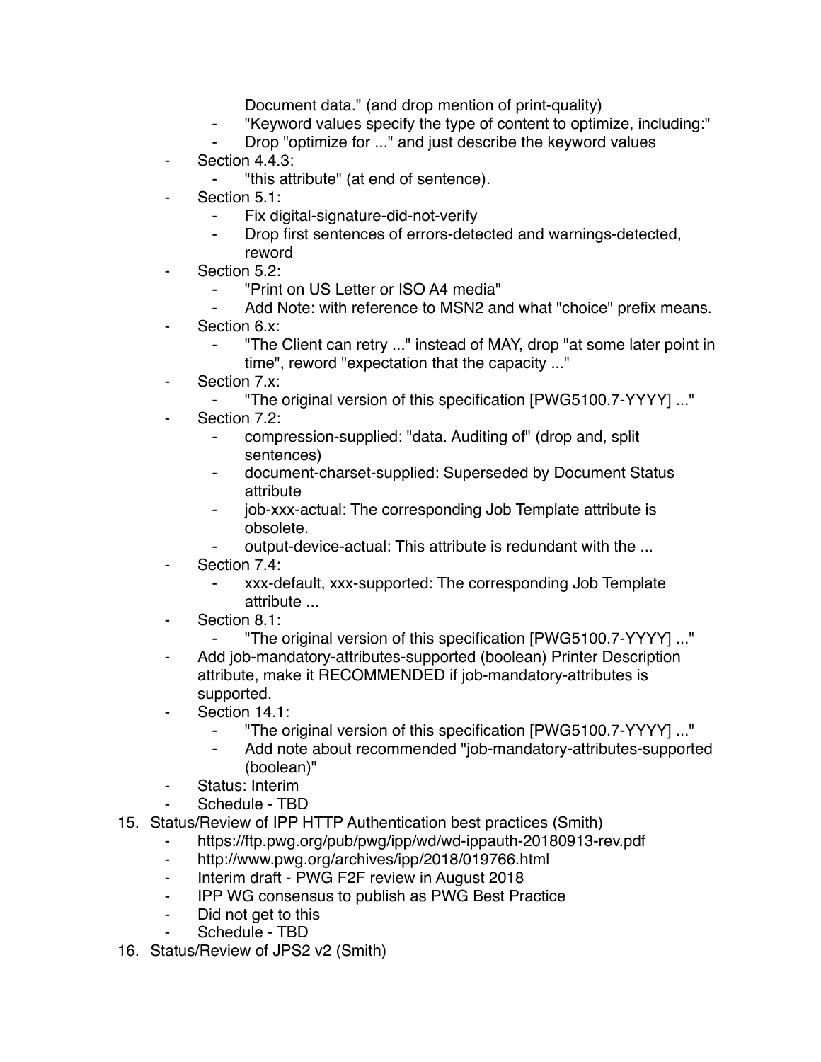Document data." (and drop mention of print-quality)
        - "Keyword values specify the type of content to optimize, including:"
        - Drop "optimize for ..." and just describe the keyword values
    - Section 4.4.3:
        - "this attribute" (at end of sentence).
    - Section 5.1:
        - Fix digital-signature-did-not-verify
        - Drop first sentences of errors-detected and warnings-detected, reword
    - Section 5.2:
        - "Print on US Letter or ISO A4 media"
        - Add Note: with reference to MSN2 and what "choice" prefix means.
    - Section 6.x:
        - "The Client can retry ..." instead of MAY, drop "at some later point in time", reword "expectation that the capacity ..."
    - Section 7.x:
        - "The original version of this specification [PWG5100.7-YYYY] ..."
    - Section 7.2:
        - compression-supplied: "data. Auditing of" (drop and, split sentences)
        - document-charset-supplied: Superseded by Document Status attribute
        - job-xxx-actual: The corresponding Job Template attribute is obsolete.
        - output-device-actual: This attribute is redundant with the ...
    - Section 7.4:
        - xxx-default, xxx-supported: The corresponding Job Template attribute ...
    - Section 8.1:
        - "The original version of this specification [PWG5100.7-YYYY] ..."
    - Add job-mandatory-attributes-supported (boolean) Printer Description attribute, make it RECOMMENDED if job-mandatory-attributes is supported.
    - Section 14.1:
        - "The original version of this specification [PWG5100.7-YYYY] ..."
        - Add note about recommended "job-mandatory-attributes-supported (boolean)"
    - Status: Interim
    - Schedule - TBD

15. Status/Review of IPP HTTP Authentication best practices (Smith)
    - https://ftp.pwg.org/pub/pwg/ipp/wd/wd-ippauth-20180913-rev.pdf
    - http://www.pwg.org/archives/ipp/2018/019766.html
    - Interim draft - PWG F2F review in August 2018
    - IPP WG consensus to publish as PWG Best Practice
    - Did not get to this
    - Schedule - TBD
16. Status/Review of JPS2 v2 (Smith)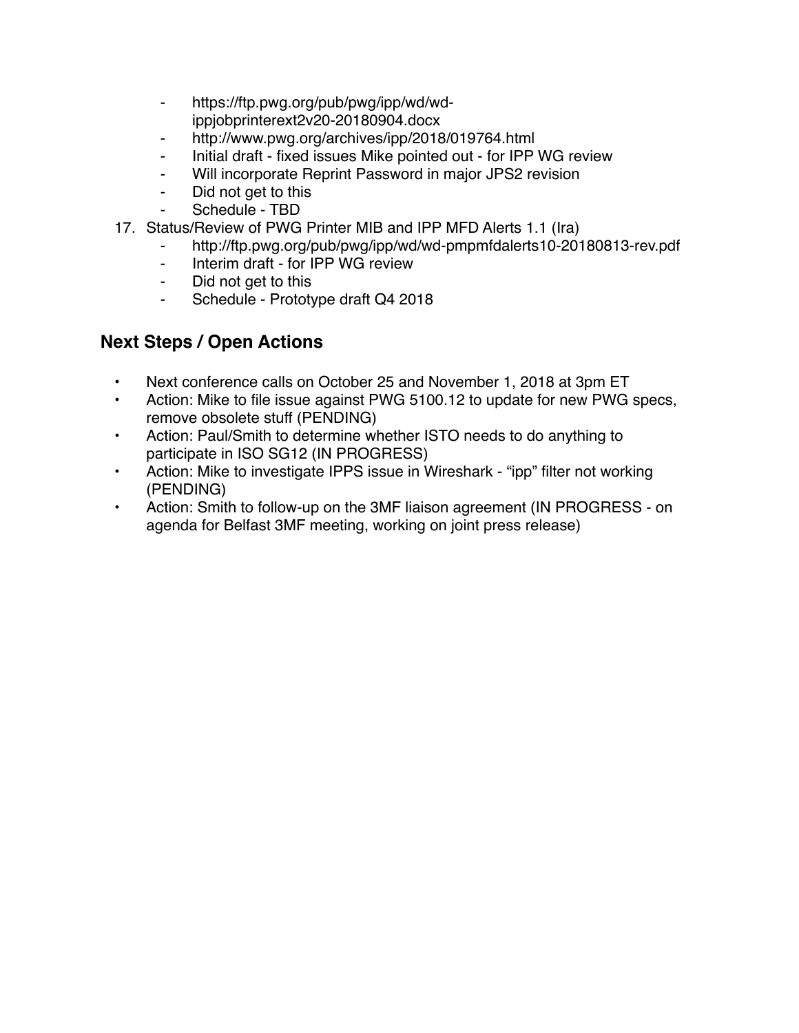- https://ftp.pwg.org/pub/pwg/ipp/wd/wd-ippjobprinterext2v20-20180904.docx
- http://www.pwg.org/archives/ipp/2018/019764.html
- Initial draft - fixed issues Mike pointed out - for IPP WG review
- Will incorporate Reprint Password in major JPS2 revision
- Did not get to this
- Schedule - TBD

17. Status/Review of PWG Printer MIB and IPP MFD Alerts 1.1 (Ira)
    - http://ftp.pwg.org/pub/pwg/ipp/wd/wd-pmpmfdalerts10-20180813-rev.pdf
    - Interim draft - for IPP WG review
    - Did not get to this
    - Schedule - Prototype draft Q4 2018

## Next Steps / Open Actions

- Next conference calls on October 25 and November 1, 2018 at 3pm ET
- Action: Mike to file issue against PWG 5100.12 to update for new PWG specs, remove obsolete stuff (PENDING)
- Action: Paul/Smith to determine whether ISTO needs to do anything to participate in ISO SG12 (IN PROGRESS)
- Action: Mike to investigate IPPS issue in Wireshark - "ipp" filter not working (PENDING)
- Action: Smith to follow-up on the 3MF liaison agreement (IN PROGRESS - on agenda for Belfast 3MF meeting, working on joint press release)